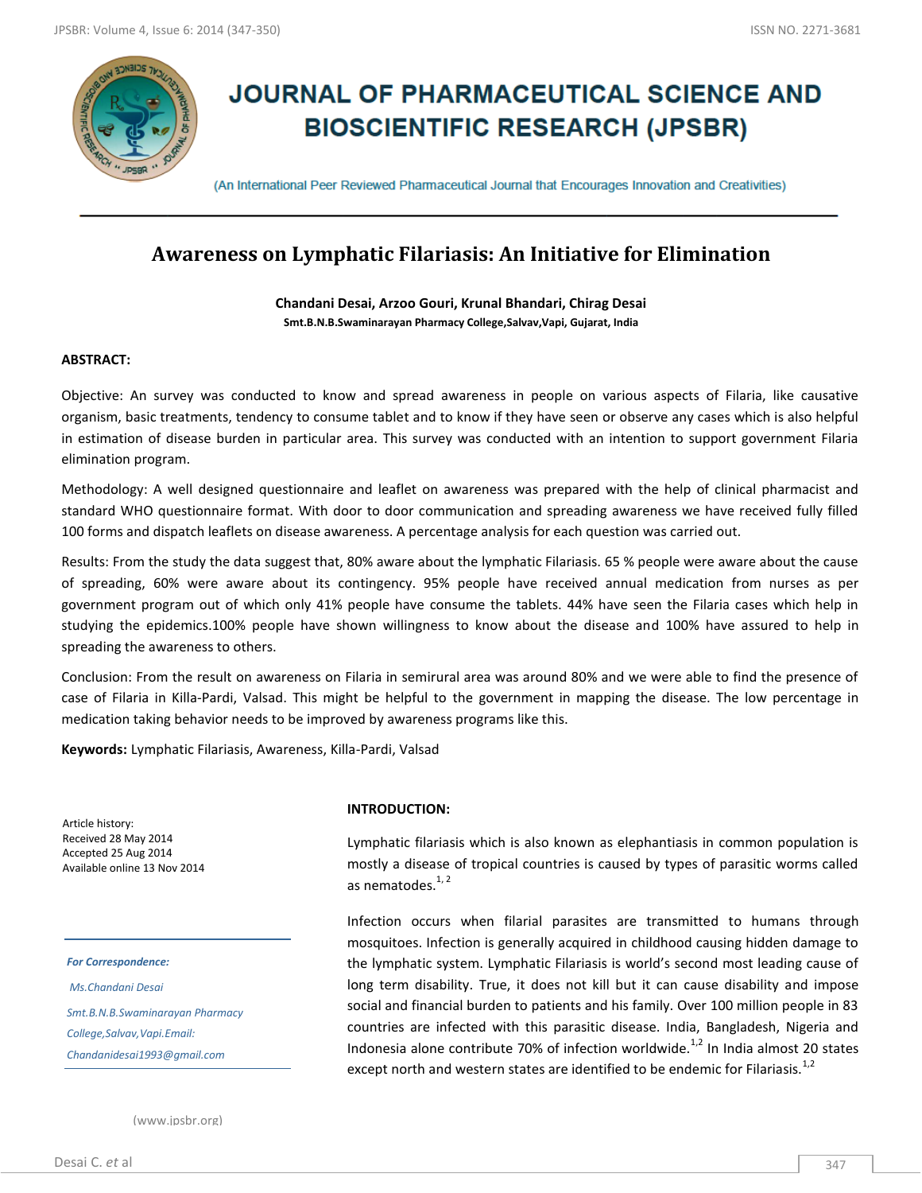# JOURNAL OF PHARMACEUTICAL SCIENCE AND BIOSCIENTIFIC RESEARCH (JPSBR)

(An International Peer Reviewed Pharmaceutical Journal that Encourages Innovation and Creativities)

## Awareness on Lymphatic Filariasis: An Initiative for Elimination

**Chandani Desai, Arzoo Gouri, Krunal Bhandari, Chirag Desai**

**Smt.B.N.B.Swaminarayan Pharmacy College,Salvav,Vapi, Gujarat, India**

### ABSTRACT:

Objective: An survey was conducted to know and spread awareness in people on various aspects of Filaria, like causative organism, basic treatments, tendency to consume tablet and to know if they have seen or observe any cases which is also helpful in estimation of disease burden in particular area. This survey was conducted with an intention to support government Filaria elimination program.

Methodology: A well designed questionnaire and leaflet on awareness was prepared with the help of clinical pharmacist and standard WHO questionnaire format. With door to door communication and spreading awareness we have received fully filled 100 forms and dispatch leaflets on disease awareness. A percentage analysis for each question was carried out.

Results: From the study the data suggest that, 80% aware about the lymphatic Filariasis. 65 % people were aware about the cause of spreading, 60% were aware about its contingency. 95% people have received annual medication from nurses as per government program out of which only 41% people have consume the tablets. 44% have seen the Filaria cases which help in studying the epidemics.100% people have shown willingness to know about the disease and 100% have assured to help in spreading the awareness to others.

Conclusion: From the result on awareness on Filaria in semirural area was around 80% and we were able to find the presence of case of Filaria in Killa-Pardi, Valsad. This might be helpful to the government in mapping the disease. The low percentage in medication taking behavior needs to be improved by awareness programs like this.

**Keywords:** Lymphatic Filariasis, Awareness, Killa-Pardi, Valsad

Article history:
Received 28 May 2014
Accepted 25 Aug 2014
Available online 13 Nov 2014

*For Correspondence:*

*Ms.Chandani Desai*

*Smt.B.N.B.Swaminarayan Pharmacy College,Salvav,Vapi.Email: Chandanidesai1993@gmail.com*

(www.jpsbr.org)

### INTRODUCTION:

Lymphatic filariasis which is also known as elephantiasis in common population is mostly a disease of tropical countries is caused by types of parasitic worms called as nematodes.[1, 2]

Infection occurs when filarial parasites are transmitted to humans through mosquitoes. Infection is generally acquired in childhood causing hidden damage to the lymphatic system. Lymphatic Filariasis is world's second most leading cause of long term disability. True, it does not kill but it can cause disability and impose social and financial burden to patients and his family. Over 100 million people in 83 countries are infected with this parasitic disease. India, Bangladesh, Nigeria and Indonesia alone contribute 70% of infection worldwide.[1,2] In India almost 20 states except north and western states are identified to be endemic for Filariasis.[1,2]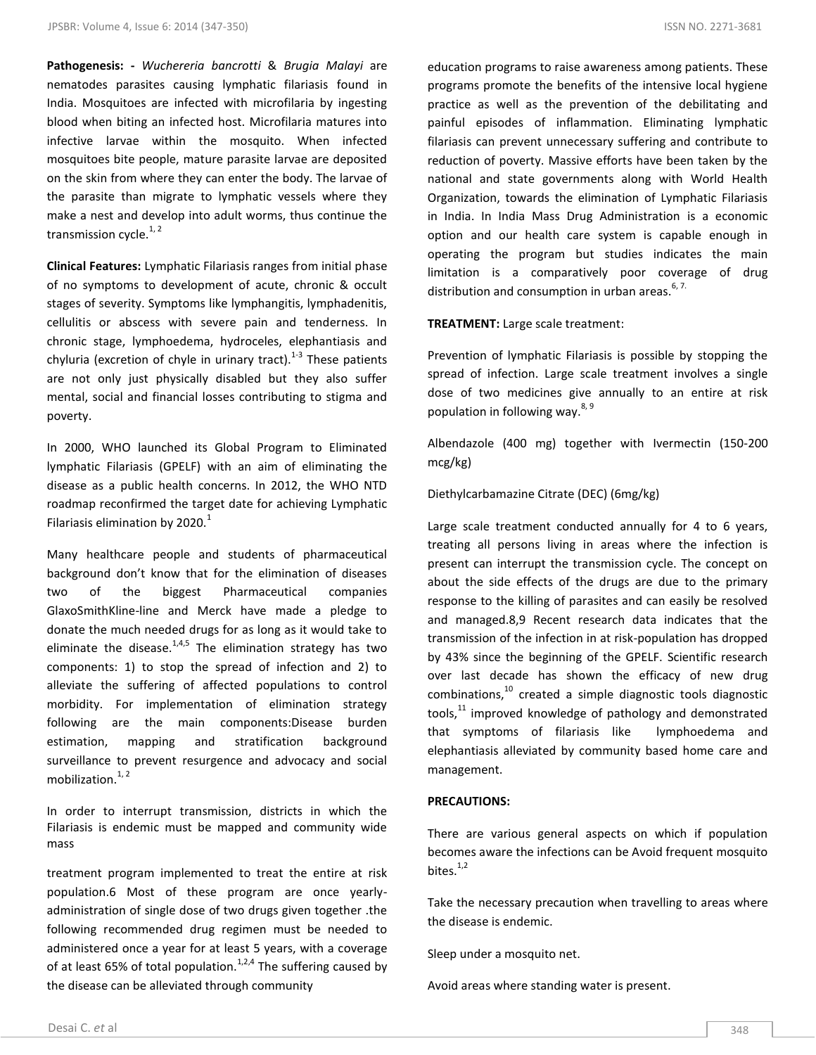**Pathogenesis: -** *Wuchereria bancrotti* & *Brugia Malayi* are nematodes parasites causing lymphatic filariasis found in India. Mosquitoes are infected with microfilaria by ingesting blood when biting an infected host. Microfilaria matures into infective larvae within the mosquito. When infected mosquitoes bite people, mature parasite larvae are deposited on the skin from where they can enter the body. The larvae of the parasite than migrate to lymphatic vessels where they make a nest and develop into adult worms, thus continue the transmission cycle.[1, 2]

**Clinical Features:** Lymphatic Filariasis ranges from initial phase of no symptoms to development of acute, chronic & occult stages of severity. Symptoms like lymphangitis, lymphadenitis, cellulitis or abscess with severe pain and tenderness. In chronic stage, lymphoedema, hydroceles, elephantiasis and chyluria (excretion of chyle in urinary tract).[1-3] These patients are not only just physically disabled but they also suffer mental, social and financial losses contributing to stigma and poverty.

In 2000, WHO launched its Global Program to Eliminated lymphatic Filariasis (GPELF) with an aim of eliminating the disease as a public health concerns. In 2012, the WHO NTD roadmap reconfirmed the target date for achieving Lymphatic Filariasis elimination by 2020.[1]

Many healthcare people and students of pharmaceutical background don't know that for the elimination of diseases two of the biggest Pharmaceutical companies GlaxoSmithKline-line and Merck have made a pledge to donate the much needed drugs for as long as it would take to eliminate the disease.[1,4,5] The elimination strategy has two components: 1) to stop the spread of infection and 2) to alleviate the suffering of affected populations to control morbidity. For implementation of elimination strategy following are the main components:Disease burden estimation, mapping and stratification background surveillance to prevent resurgence and advocacy and social mobilization.[1, 2]

In order to interrupt transmission, districts in which the Filariasis is endemic must be mapped and community wide mass treatment program implemented to treat the entire at risk population.6 Most of these program are once yearly-administration of single dose of two drugs given together .the following recommended drug regimen must be needed to administered once a year for at least 5 years, with a coverage of at least 65% of total population.[1,2,4] The suffering caused by the disease can be alleviated through community education programs to raise awareness among patients. These programs promote the benefits of the intensive local hygiene practice as well as the prevention of the debilitating and painful episodes of inflammation. Eliminating lymphatic filariasis can prevent unnecessary suffering and contribute to reduction of poverty. Massive efforts have been taken by the national and state governments along with World Health Organization, towards the elimination of Lymphatic Filariasis in India. In India Mass Drug Administration is a economic option and our health care system is capable enough in operating the program but studies indicates the main limitation is a comparatively poor coverage of drug distribution and consumption in urban areas.[6, 7.]

**TREATMENT:** Large scale treatment:

Prevention of lymphatic Filariasis is possible by stopping the spread of infection. Large scale treatment involves a single dose of two medicines give annually to an entire at risk population in following way.[8, 9]

Albendazole (400 mg) together with Ivermectin (150-200 mcg/kg)

Diethylcarbamazine Citrate (DEC) (6mg/kg)

Large scale treatment conducted annually for 4 to 6 years, treating all persons living in areas where the infection is present can interrupt the transmission cycle. The concept on about the side effects of the drugs are due to the primary response to the killing of parasites and can easily be resolved and managed.8,9 Recent research data indicates that the transmission of the infection in at risk-population has dropped by 43% since the beginning of the GPELF. Scientific research over last decade has shown the efficacy of new drug combinations,[10] created a simple diagnostic tools diagnostic tools,[11] improved knowledge of pathology and demonstrated that symptoms of filariasis like lymphoedema and elephantiasis alleviated by community based home care and management.

**PRECAUTIONS:**

There are various general aspects on which if population becomes aware the infections can be Avoid frequent mosquito bites.[1,2]

Take the necessary precaution when travelling to areas where the disease is endemic.

Sleep under a mosquito net.

Avoid areas where standing water is present.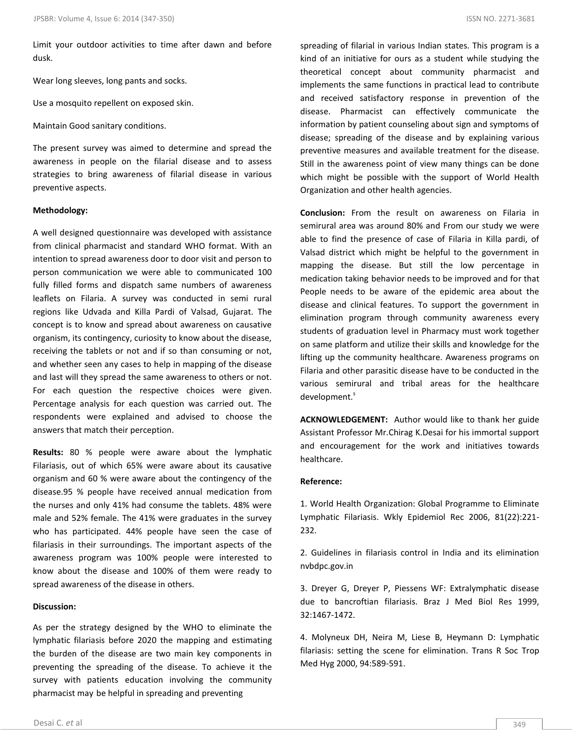Limit your outdoor activities to time after dawn and before dusk.

Wear long sleeves, long pants and socks.

Use a mosquito repellent on exposed skin.

Maintain Good sanitary conditions.

The present survey was aimed to determine and spread the awareness in people on the filarial disease and to assess strategies to bring awareness of filarial disease in various preventive aspects.

**Methodology:**

A well designed questionnaire was developed with assistance from clinical pharmacist and standard WHO format. With an intention to spread awareness door to door visit and person to person communication we were able to communicated 100 fully filled forms and dispatch same numbers of awareness leaflets on Filaria. A survey was conducted in semi rural regions like Udvada and Killa Pardi of Valsad, Gujarat. The concept is to know and spread about awareness on causative organism, its contingency, curiosity to know about the disease, receiving the tablets or not and if so than consuming or not, and whether seen any cases to help in mapping of the disease and last will they spread the same awareness to others or not. For each question the respective choices were given. Percentage analysis for each question was carried out. The respondents were explained and advised to choose the answers that match their perception.

**Results:** 80 % people were aware about the lymphatic Filariasis, out of which 65% were aware about its causative organism and 60 % were aware about the contingency of the disease.95 % people have received annual medication from the nurses and only 41% had consume the tablets. 48% were male and 52% female. The 41% were graduates in the survey who has participated. 44% people have seen the case of filariasis in their surroundings. The important aspects of the awareness program was 100% people were interested to know about the disease and 100% of them were ready to spread awareness of the disease in others.

**Discussion:**

As per the strategy designed by the WHO to eliminate the lymphatic filariasis before 2020 the mapping and estimating the burden of the disease are two main key components in preventing the spreading of the disease. To achieve it the survey with patients education involving the community pharmacist may be helpful in spreading and preventing spreading of filarial in various Indian states. This program is a kind of an initiative for ours as a student while studying the theoretical concept about community pharmacist and implements the same functions in practical lead to contribute and received satisfactory response in prevention of the disease. Pharmacist can effectively communicate the information by patient counseling about sign and symptoms of disease; spreading of the disease and by explaining various preventive measures and available treatment for the disease. Still in the awareness point of view many things can be done which might be possible with the support of World Health Organization and other health agencies.

**Conclusion:** From the result on awareness on Filaria in semirural area was around 80% and From our study we were able to find the presence of case of Filaria in Killa pardi, of Valsad district which might be helpful to the government in mapping the disease. But still the low percentage in medication taking behavior needs to be improved and for that People needs to be aware of the epidemic area about the disease and clinical features. To support the government in elimination program through community awareness every students of graduation level in Pharmacy must work together on same platform and utilize their skills and knowledge for the lifting up the community healthcare. Awareness programs on Filaria and other parasitic disease have to be conducted in the various semirural and tribal areas for the healthcare development.[5]

**ACKNOWLEDGEMENT:** Author would like to thank her guide Assistant Professor Mr.Chirag K.Desai for his immortal support and encouragement for the work and initiatives towards healthcare.

**Reference:**

1. World Health Organization: Global Programme to Eliminate Lymphatic Filariasis. Wkly Epidemiol Rec 2006, 81(22):221-232.

2. Guidelines in filariasis control in India and its elimination nvbdpc.gov.in

3. Dreyer G, Dreyer P, Piessens WF: Extralymphatic disease due to bancroftian filariasis. Braz J Med Biol Res 1999, 32:1467-1472.

4. Molyneux DH, Neira M, Liese B, Heymann D: Lymphatic filariasis: setting the scene for elimination. Trans R Soc Trop Med Hyg 2000, 94:589-591.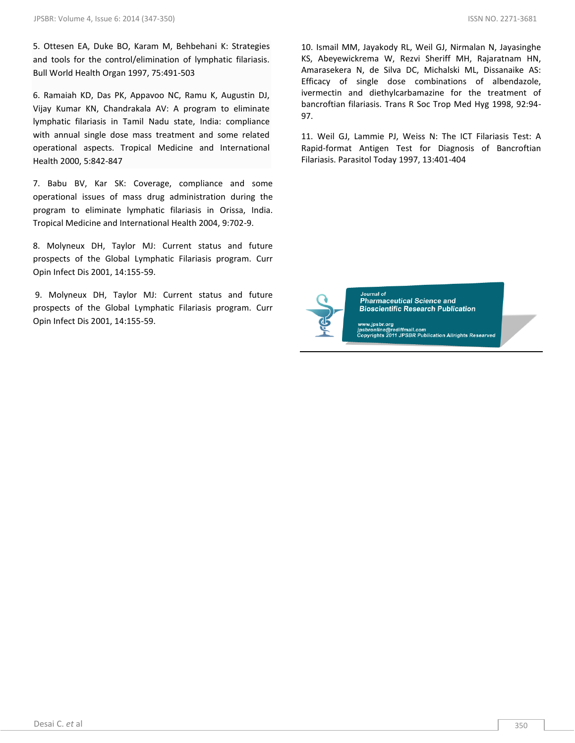5. Ottesen EA, Duke BO, Karam M, Behbehani K: Strategies and tools for the control/elimination of lymphatic filariasis. Bull World Health Organ 1997, 75:491-503

6. Ramaiah KD, Das PK, Appavoo NC, Ramu K, Augustin DJ, Vijay Kumar KN, Chandrakala AV: A program to eliminate lymphatic filariasis in Tamil Nadu state, India: compliance with annual single dose mass treatment and some related operational aspects. Tropical Medicine and International Health 2000, 5:842-847

7. Babu BV, Kar SK: Coverage, compliance and some operational issues of mass drug administration during the program to eliminate lymphatic filariasis in Orissa, India. Tropical Medicine and International Health 2004, 9:702-9.

8. Molyneux DH, Taylor MJ: Current status and future prospects of the Global Lymphatic Filariasis program. Curr Opin Infect Dis 2001, 14:155-59.

9. Molyneux DH, Taylor MJ: Current status and future prospects of the Global Lymphatic Filariasis program. Curr Opin Infect Dis 2001, 14:155-59.

10. Ismail MM, Jayakody RL, Weil GJ, Nirmalan N, Jayasinghe KS, Abeyewickrema W, Rezvi Sheriff MH, Rajaratnam HN, Amarasekera N, de Silva DC, Michalski ML, Dissanaike AS: Efficacy of single dose combinations of albendazole, ivermectin and diethylcarbamazine for the treatment of bancroftian filariasis. Trans R Soc Trop Med Hyg 1998, 92:94-97.

11. Weil GJ, Lammie PJ, Weiss N: The ICT Filariasis Test: A Rapid-format Antigen Test for Diagnosis of Bancroftian Filariasis. Parasitol Today 1997, 13:401-404

Journal of
**Pharmaceutical Science and Bioscientific Research Publication**
www.jpsbr.org
jpsbronline@rediffmail.com
Copyrights 2011 JPSBR Publication Allrights Researved